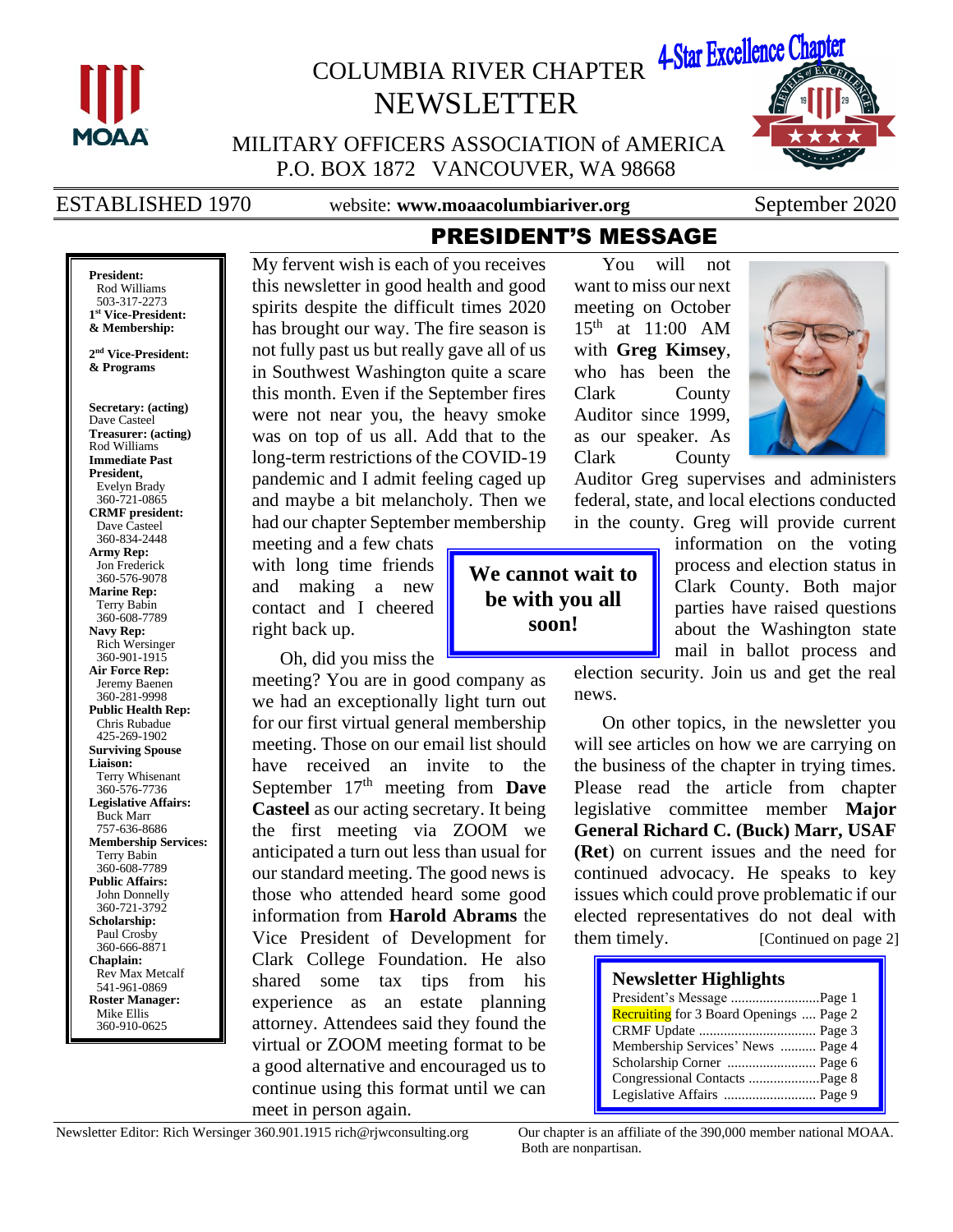# COLUMBIA RIVER CHAPTER NEWSLETTER

4-Star Excellence Chapter

MILITARY OFFICERS ASSOCIATION of AMERICA
P.O. BOX 1872 VANCOUVER, WA 98668

ESTABLISHED 1970 — website: **www.moaacolumbiariver.org** — September 2020

**President:** Rod Williams 503-317-2273
**1st Vice-President: & Membership:**
**2nd Vice-President: & Programs**
**Secretary: (acting)** Dave Casteel
**Treasurer: (acting)** Rod Williams
**Immediate Past President,** Evelyn Brady 360-721-0865
**CRMF president:** Dave Casteel 360-834-2448
**Army Rep:** Jon Frederick 360-576-9078
**Marine Rep:** Terry Babin 360-608-7789
**Navy Rep:** Rich Wersinger 360-901-1915
**Air Force Rep:** Jeremy Baenen 360-281-9998
**Public Health Rep:** Chris Rubadue 425-269-1902
**Surviving Spouse Liaison:** Terry Whisenant 360-576-7736
**Legislative Affairs:** Buck Marr 757-636-8686
**Membership Services:** Terry Babin 360-608-7789
**Public Affairs:** John Donnelly 360-721-3792
**Scholarship:** Paul Crosby 360-666-8871
**Chaplain:** Rev Max Metcalf 541-961-0869
**Roster Manager:** Mike Ellis 360-910-0625

## PRESIDENT'S MESSAGE

My fervent wish is each of you receives this newsletter in good health and good spirits despite the difficult times 2020 has brought our way. The fire season is not fully past us but really gave all of us in Southwest Washington quite a scare this month. Even if the September fires were not near you, the heavy smoke was on top of us all. Add that to the long-term restrictions of the COVID-19 pandemic and I admit feeling caged up and maybe a bit melancholy. Then we had our chapter September membership meeting and a few chats with long time friends and making a new contact and I cheered right back up.

Oh, did you miss the meeting? You are in good company as we had an exceptionally light turn out for our first virtual general membership meeting. Those on our email list should have received an invite to the September 17th meeting from **Dave Casteel** as our acting secretary. It being the first meeting via ZOOM we anticipated a turn out less than usual for our standard meeting. The good news is those who attended heard some good information from **Harold Abrams** the Vice President of Development for Clark College Foundation. He also shared some tax tips from his experience as an estate planning attorney. Attendees said they found the virtual or ZOOM meeting format to be a good alternative and encouraged us to continue using this format until we can meet in person again.

**We cannot wait to be with you all soon!**

You will not want to miss our next meeting on October 15th at 11:00 AM with **Greg Kimsey**, who has been the Clark County Auditor since 1999, as our speaker. As Clark County Auditor Greg supervises and administers federal, state, and local elections conducted in the county. Greg will provide current information on the voting process and election status in Clark County. Both major parties have raised questions about the Washington state mail in ballot process and election security. Join us and get the real news.

On other topics, in the newsletter you will see articles on how we are carrying on the business of the chapter in trying times. Please read the article from chapter legislative committee member **Major General Richard C. (Buck) Marr, USAF (Ret)** on current issues and the need for continued advocacy. He speaks to key issues which could prove problematic if our elected representatives do not deal with them timely. [Continued on page 2]

### Newsletter Highlights

- President's Message ........................ Page 1
- Recruiting for 3 Board Openings .... Page 2
- CRMF Update ................................ Page 3
- Membership Services' News .......... Page 4
- Scholarship Corner ......................... Page 6
- Congressional Contacts .................... Page 8
- Legislative Affairs .......................... Page 9

Newsletter Editor: Rich Wersinger 360.901.1915 rich@rjwconsulting.org

Our chapter is an affiliate of the 390,000 member national MOAA. Both are nonpartisan.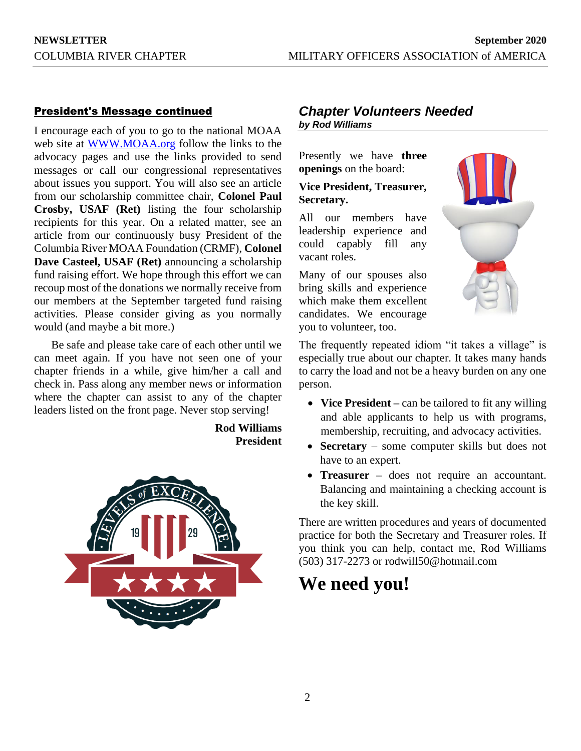## President's Message continued

I encourage each of you to go to the national MOAA web site at [WWW.MOAA.org](http://WWW.MOAA.org) follow the links to the advocacy pages and use the links provided to send messages or call our congressional representatives about issues you support. You will also see an article from our scholarship committee chair, **Colonel Paul Crosby, USAF (Ret)** listing the four scholarship recipients for this year. On a related matter, see an article from our continuously busy President of the Columbia River MOAA Foundation (CRMF), **Colonel Dave Casteel, USAF (Ret)** announcing a scholarship fund raising effort. We hope through this effort we can recoup most of the donations we normally receive from our members at the September targeted fund raising activities. Please consider giving as you normally would (and maybe a bit more.)

Be safe and please take care of each other until we can meet again. If you have not seen one of your chapter friends in a while, give him/her a call and check in. Pass along any member news or information where the chapter can assist to any of the chapter leaders listed on the front page. Never stop serving!

**Rod Williams**
**President**

## *Chapter Volunteers Needed*

***by Rod Williams***

Presently we have **three openings** on the board:

**Vice President, Treasurer, Secretary.**

All our members have leadership experience and could capably fill any vacant roles.

Many of our spouses also bring skills and experience which make them excellent candidates. We encourage you to volunteer, too.

The frequently repeated idiom "it takes a village" is especially true about our chapter. It takes many hands to carry the load and not be a heavy burden on any one person.

- **Vice President –** can be tailored to fit any willing and able applicants to help us with programs, membership, recruiting, and advocacy activities.
- **Secretary** – some computer skills but does not have to an expert.
- **Treasurer –** does not require an accountant. Balancing and maintaining a checking account is the key skill.

There are written procedures and years of documented practice for both the Secretary and Treasurer roles. If you think you can help, contact me, Rod Williams (503) 317-2273 or rodwill50@hotmail.com

# We need you!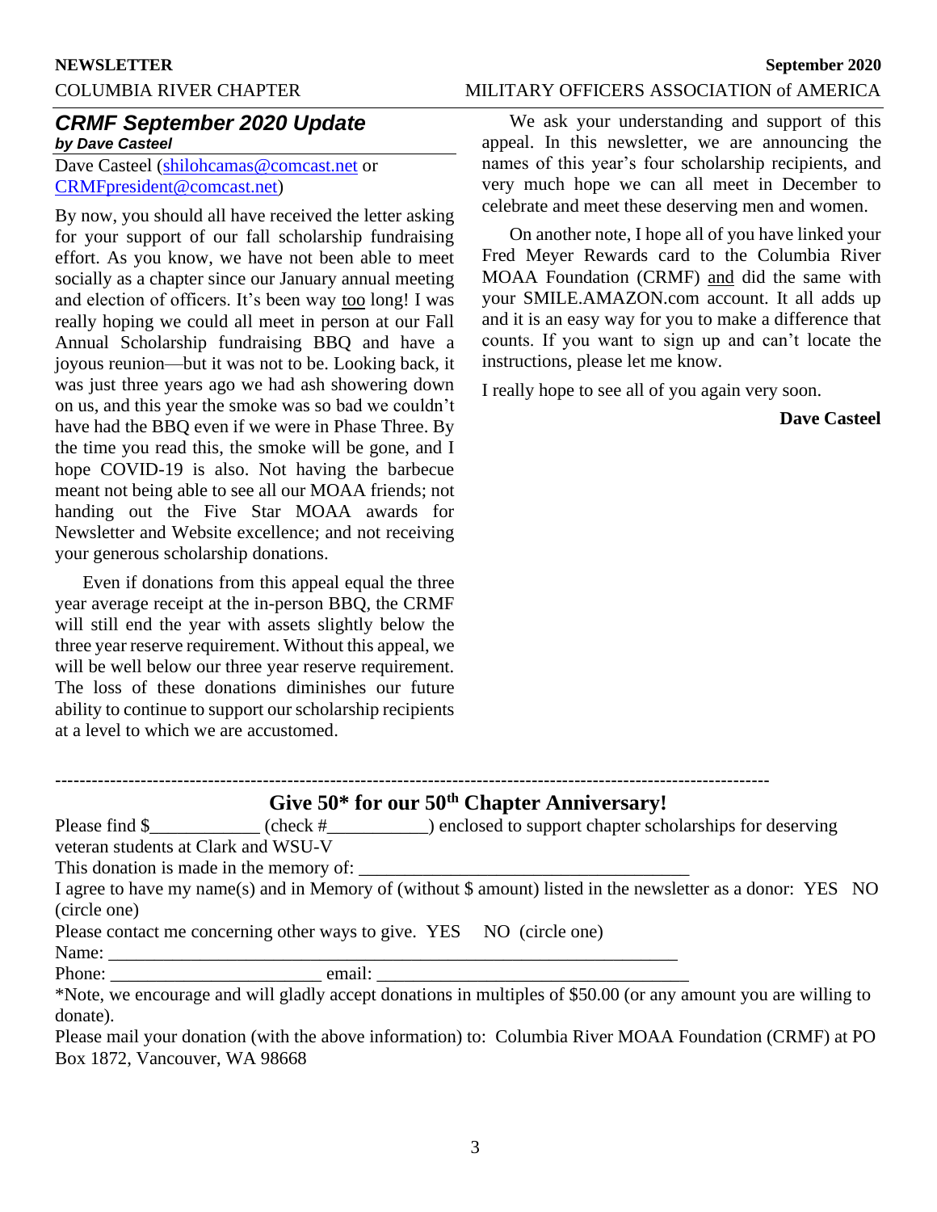## *CRMF September 2020 Update*

***by Dave Casteel***

Dave Casteel (shilohcamas@comcast.net or CRMFpresident@comcast.net)

By now, you should all have received the letter asking for your support of our fall scholarship fundraising effort. As you know, we have not been able to meet socially as a chapter since our January annual meeting and election of officers. It's been way too long! I was really hoping we could all meet in person at our Fall Annual Scholarship fundraising BBQ and have a joyous reunion—but it was not to be. Looking back, it was just three years ago we had ash showering down on us, and this year the smoke was so bad we couldn't have had the BBQ even if we were in Phase Three. By the time you read this, the smoke will be gone, and I hope COVID-19 is also. Not having the barbecue meant not being able to see all our MOAA friends; not handing out the Five Star MOAA awards for Newsletter and Website excellence; and not receiving your generous scholarship donations.

Even if donations from this appeal equal the three year average receipt at the in-person BBQ, the CRMF will still end the year with assets slightly below the three year reserve requirement. Without this appeal, we will be well below our three year reserve requirement. The loss of these donations diminishes our future ability to continue to support our scholarship recipients at a level to which we are accustomed.

We ask your understanding and support of this appeal. In this newsletter, we are announcing the names of this year's four scholarship recipients, and very much hope we can all meet in December to celebrate and meet these deserving men and women.

On another note, I hope all of you have linked your Fred Meyer Rewards card to the Columbia River MOAA Foundation (CRMF) and did the same with your SMILE.AMAZON.com account. It all adds up and it is an easy way for you to make a difference that counts. If you want to sign up and can't locate the instructions, please let me know.

I really hope to see all of you again very soon.

**Dave Casteel**

---

## Give 50* for our 50th Chapter Anniversary!

Please find $____________ (check #___________) enclosed to support chapter scholarships for deserving veteran students at Clark and WSU-V

This donation is made in the memory of: ____________________________________

I agree to have my name(s) and in Memory of (without $ amount) listed in the newsletter as a donor: YES NO (circle one)

Please contact me concerning other ways to give. YES NO (circle one)

Name: ____________________________________________________________

Phone: _______________________ email: __________________________________

*Note, we encourage and will gladly accept donations in multiples of $50.00 (or any amount you are willing to donate).

Please mail your donation (with the above information) to: Columbia River MOAA Foundation (CRMF) at PO Box 1872, Vancouver, WA 98668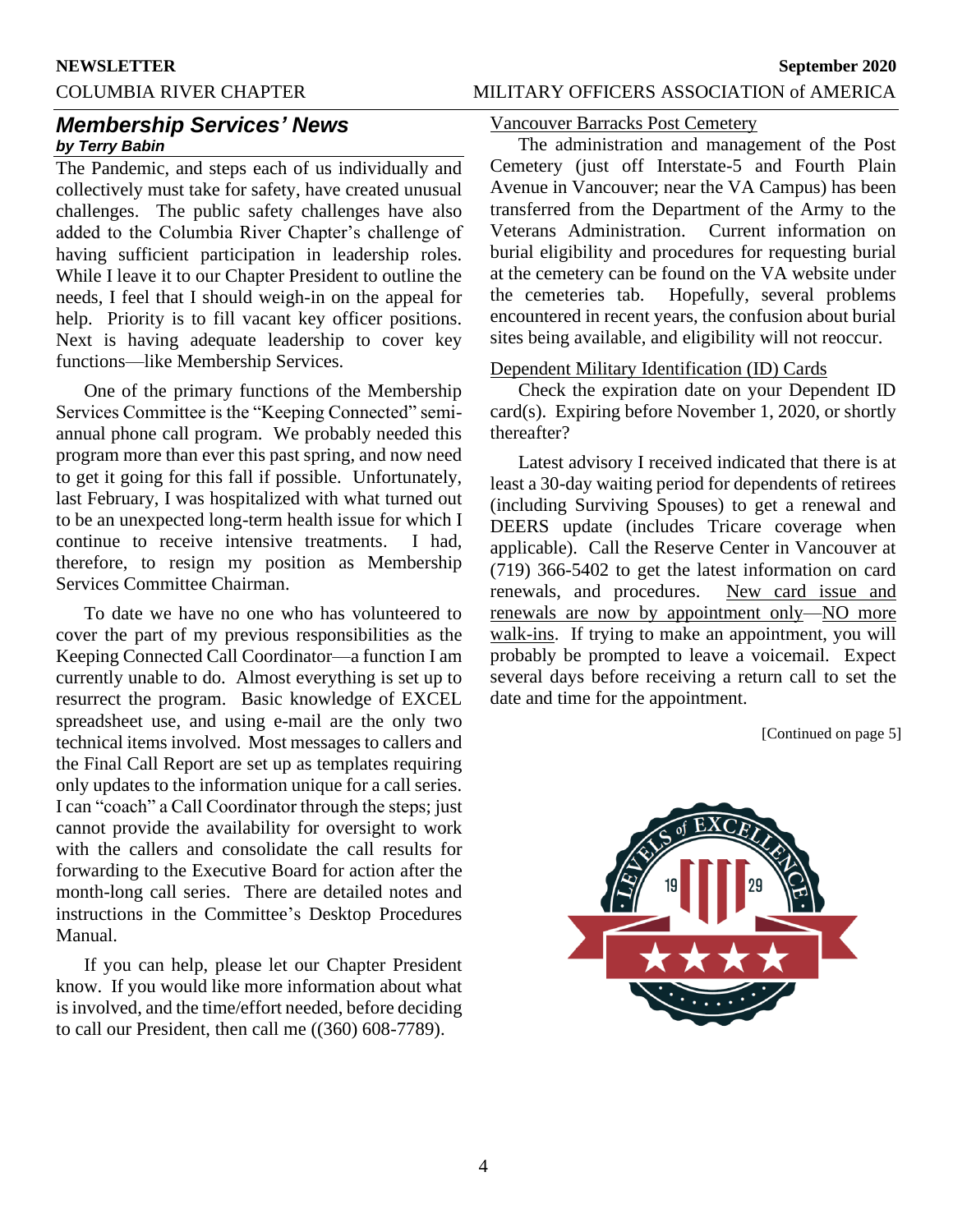## *Membership Services' News*

***by Terry Babin***

The Pandemic, and steps each of us individually and collectively must take for safety, have created unusual challenges. The public safety challenges have also added to the Columbia River Chapter's challenge of having sufficient participation in leadership roles. While I leave it to our Chapter President to outline the needs, I feel that I should weigh-in on the appeal for help. Priority is to fill vacant key officer positions. Next is having adequate leadership to cover key functions—like Membership Services.

One of the primary functions of the Membership Services Committee is the "Keeping Connected" semi-annual phone call program. We probably needed this program more than ever this past spring, and now need to get it going for this fall if possible. Unfortunately, last February, I was hospitalized with what turned out to be an unexpected long-term health issue for which I continue to receive intensive treatments. I had, therefore, to resign my position as Membership Services Committee Chairman.

To date we have no one who has volunteered to cover the part of my previous responsibilities as the Keeping Connected Call Coordinator—a function I am currently unable to do. Almost everything is set up to resurrect the program. Basic knowledge of EXCEL spreadsheet use, and using e-mail are the only two technical items involved. Most messages to callers and the Final Call Report are set up as templates requiring only updates to the information unique for a call series. I can "coach" a Call Coordinator through the steps; just cannot provide the availability for oversight to work with the callers and consolidate the call results for forwarding to the Executive Board for action after the month-long call series. There are detailed notes and instructions in the Committee's Desktop Procedures Manual.

If you can help, please let our Chapter President know. If you would like more information about what is involved, and the time/effort needed, before deciding to call our President, then call me ((360) 608-7789).

<u>Vancouver Barracks Post Cemetery</u>

The administration and management of the Post Cemetery (just off Interstate-5 and Fourth Plain Avenue in Vancouver; near the VA Campus) has been transferred from the Department of the Army to the Veterans Administration. Current information on burial eligibility and procedures for requesting burial at the cemetery can be found on the VA website under the cemeteries tab. Hopefully, several problems encountered in recent years, the confusion about burial sites being available, and eligibility will not reoccur.

<u>Dependent Military Identification (ID) Cards</u>

Check the expiration date on your Dependent ID card(s). Expiring before November 1, 2020, or shortly thereafter?

Latest advisory I received indicated that there is at least a 30-day waiting period for dependents of retirees (including Surviving Spouses) to get a renewal and DEERS update (includes Tricare coverage when applicable). Call the Reserve Center in Vancouver at (719) 366-5402 to get the latest information on card renewals, and procedures. <u>New card issue and renewals are now by appointment only</u>—<u>NO more walk-ins</u>. If trying to make an appointment, you will probably be prompted to leave a voicemail. Expect several days before receiving a return call to set the date and time for the appointment.

[Continued on page 5]

LEVELS of EXCELLENCE 1929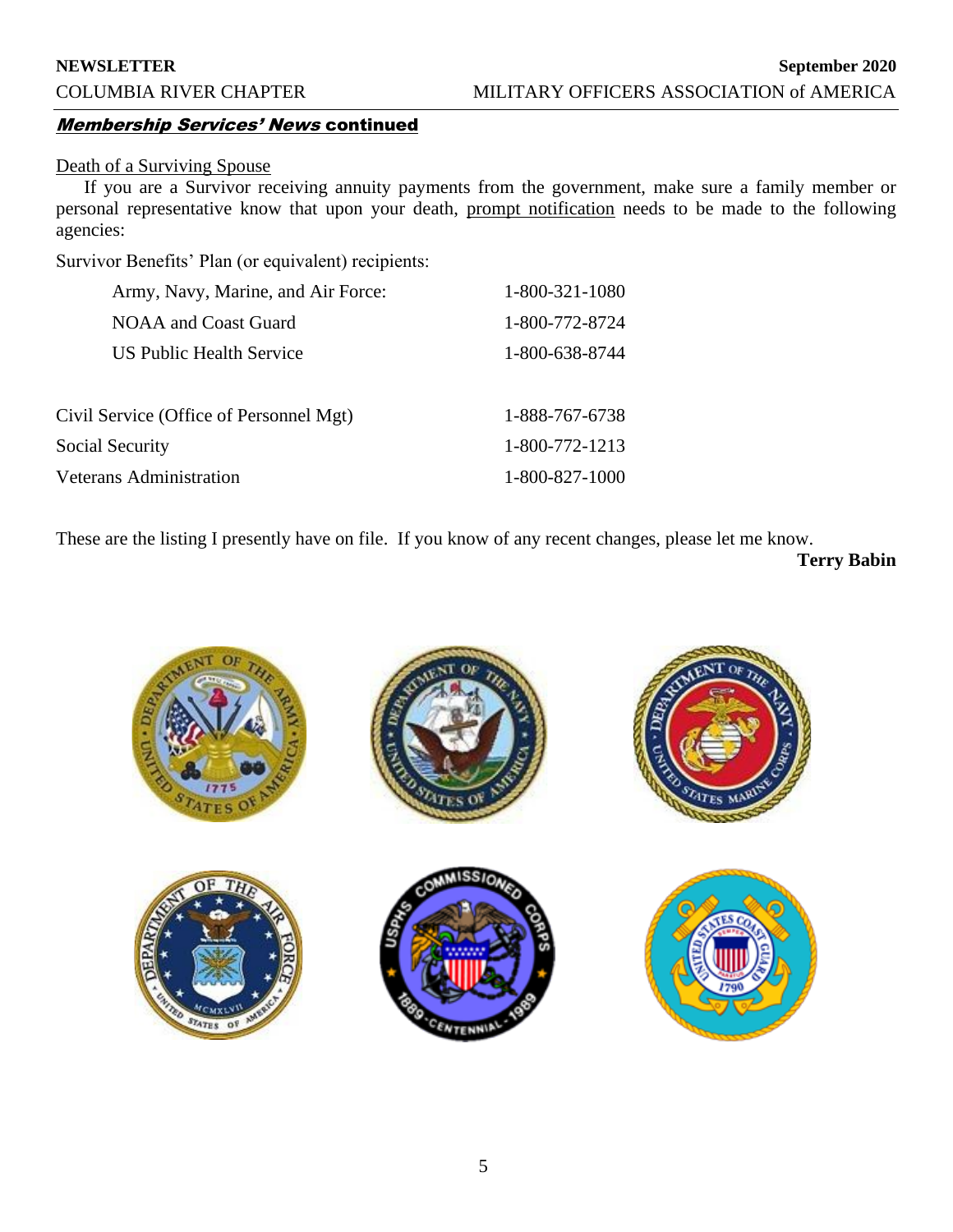## ***Membership Services' News* continued**

Death of a Surviving Spouse

If you are a Survivor receiving annuity payments from the government, make sure a family member or personal representative know that upon your death, prompt notification needs to be made to the following agencies:

Survivor Benefits' Plan (or equivalent) recipients:

| | |
|---|---|
| Army, Navy, Marine, and Air Force: | 1-800-321-1080 |
| NOAA and Coast Guard | 1-800-772-8724 |
| US Public Health Service | 1-800-638-8744 |

| | |
|---|---|
| Civil Service (Office of Personnel Mgt) | 1-888-767-6738 |
| Social Security | 1-800-772-1213 |
| Veterans Administration | 1-800-827-1000 |

These are the listing I presently have on file. If you know of any recent changes, please let me know.

**Terry Babin**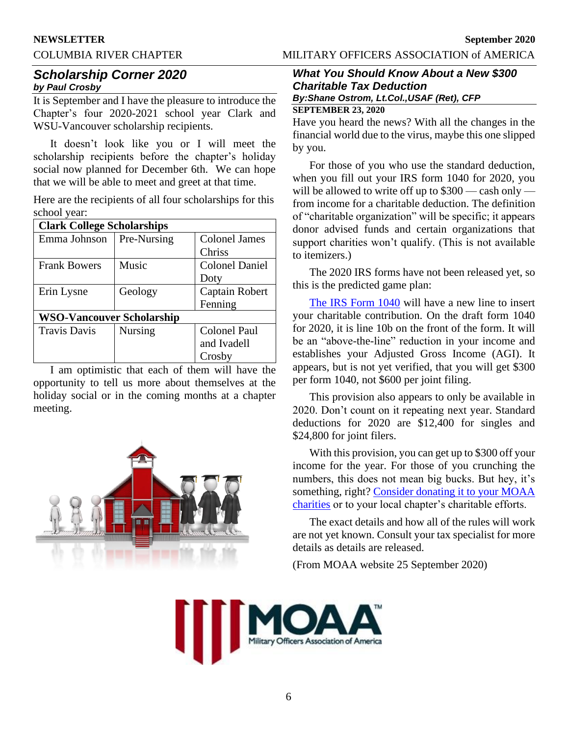## Scholarship Corner 2020

***by Paul Crosby***

It is September and I have the pleasure to introduce the Chapter's four 2020-2021 school year Clark and WSU-Vancouver scholarship recipients.

It doesn't look like you or I will meet the scholarship recipients before the chapter's holiday social now planned for December 6th. We can hope that we will be able to meet and greet at that time.

Here are the recipients of all four scholarships for this school year:

| **Clark College Scholarships** | | |
|---|---|---|
| Emma Johnson | Pre-Nursing | Colonel James Chriss |
| Frank Bowers | Music | Colonel Daniel Doty |
| Erin Lysne | Geology | Captain Robert Fenning |
| **WSO-Vancouver Scholarship** | | |
| Travis Davis | Nursing | Colonel Paul and Ivadell Crosby |

I am optimistic that each of them will have the opportunity to tell us more about themselves at the holiday social or in the coming months at a chapter meeting.

## What You Should Know About a New $300 Charitable Tax Deduction

***By:Shane Ostrom, Lt.Col.,USAF (Ret), CFP***

**SEPTEMBER 23, 2020**

Have you heard the news? With all the changes in the financial world due to the virus, maybe this one slipped by you.

For those of you who use the standard deduction, when you fill out your IRS form 1040 for 2020, you will be allowed to write off up to $300 — cash only — from income for a charitable deduction. The definition of "charitable organization" will be specific; it appears donor advised funds and certain organizations that support charities won't qualify. (This is not available to itemizers.)

The 2020 IRS forms have not been released yet, so this is the predicted game plan:

The IRS Form 1040 will have a new line to insert your charitable contribution. On the draft form 1040 for 2020, it is line 10b on the front of the form. It will be an "above-the-line" reduction in your income and establishes your Adjusted Gross Income (AGI). It appears, but is not yet verified, that you will get $300 per form 1040, not $600 per joint filing.

This provision also appears to only be available in 2020. Don't count on it repeating next year. Standard deductions for 2020 are $12,400 for singles and $24,800 for joint filers.

With this provision, you can get up to $300 off your income for the year. For those of you crunching the numbers, this does not mean big bucks. But hey, it's something, right? Consider donating it to your MOAA charities or to your local chapter's charitable efforts.

The exact details and how all of the rules will work are not yet known. Consult your tax specialist for more details as details are released.

(From MOAA website 25 September 2020)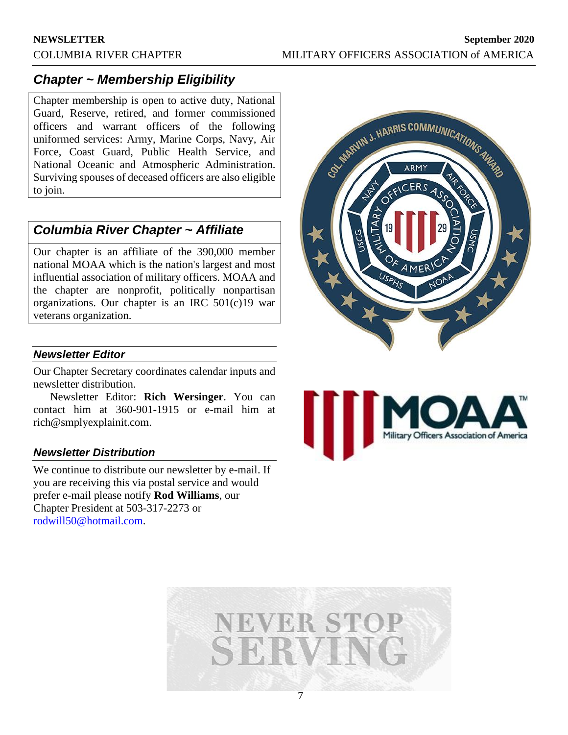## *Chapter ~ Membership Eligibility*

Chapter membership is open to active duty, National Guard, Reserve, retired, and former commissioned officers and warrant officers of the following uniformed services: Army, Marine Corps, Navy, Air Force, Coast Guard, Public Health Service, and National Oceanic and Atmospheric Administration. Surviving spouses of deceased officers are also eligible to join.

## *Columbia River Chapter ~ Affiliate*

Our chapter is an affiliate of the 390,000 member national MOAA which is the nation's largest and most influential association of military officers. MOAA and the chapter are nonprofit, politically nonpartisan organizations. Our chapter is an IRC 501(c)19 war veterans organization.

### *Newsletter Editor*

Our Chapter Secretary coordinates calendar inputs and newsletter distribution.

Newsletter Editor: **Rich Wersinger**. You can contact him at 360-901-1915 or e-mail him at rich@smplyexplainit.com.

### *Newsletter Distribution*

We continue to distribute our newsletter by e-mail. If you are receiving this via postal service and would prefer e-mail please notify **Rod Williams**, our Chapter President at 503-317-2273 or rodwill50@hotmail.com.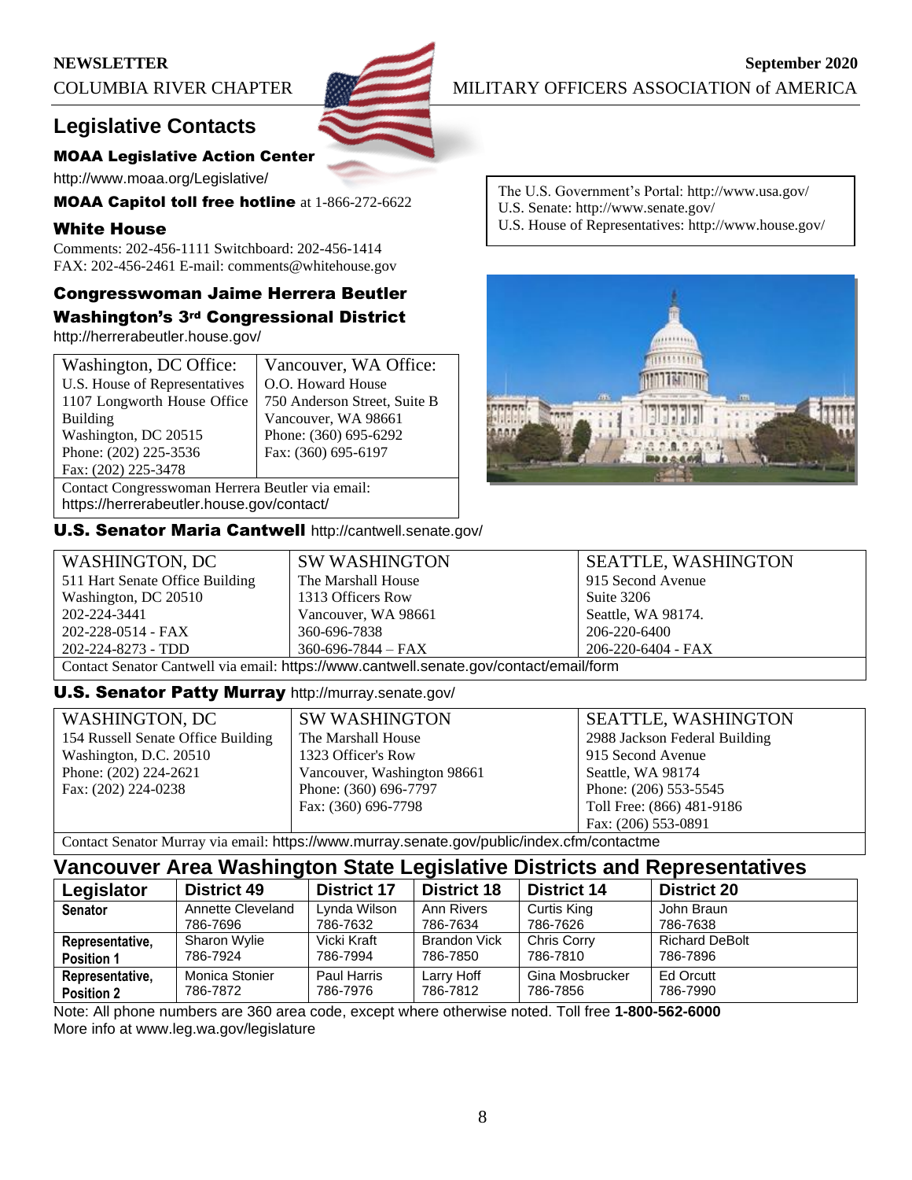## Legislative Contacts

**MOAA Legislative Action Center**

http://www.moaa.org/Legislative/

**MOAA Capitol toll free hotline** at 1-866-272-6622

**White House**

Comments: 202-456-1111 Switchboard: 202-456-1414
FAX: 202-456-2461 E-mail: comments@whitehouse.gov

The U.S. Government's Portal: http://www.usa.gov/
U.S. Senate: http://www.senate.gov/
U.S. House of Representatives: http://www.house.gov/

### Congresswoman Jaime Herrera Beutler Washington's 3rd Congressional District

http://herrerabeutler.house.gov/

| Washington, DC Office: | Vancouver, WA Office: |
|---|---|
| U.S. House of Representatives<br>1107 Longworth House Office Building<br>Washington, DC 20515<br>Phone: (202) 225-3536<br>Fax: (202) 225-3478 | O.O. Howard House<br>750 Anderson Street, Suite B<br>Vancouver, WA 98661<br>Phone: (360) 695-6292<br>Fax: (360) 695-6197 |
| Contact Congresswoman Herrera Beutler via email: https://herrerabeutler.house.gov/contact/ | |

### U.S. Senator Maria Cantwell http://cantwell.senate.gov/

| WASHINGTON, DC | SW WASHINGTON | SEATTLE, WASHINGTON |
|---|---|---|
| 511 Hart Senate Office Building<br>Washington, DC 20510<br>202-224-3441<br>202-228-0514 - FAX<br>202-224-8273 - TDD | The Marshall House<br>1313 Officers Row<br>Vancouver, WA 98661<br>360-696-7838<br>360-696-7844 – FAX | 915 Second Avenue<br>Suite 3206<br>Seattle, WA 98174.<br>206-220-6400<br>206-220-6404 - FAX |
| Contact Senator Cantwell via email: https://www.cantwell.senate.gov/contact/email/form | | |

### U.S. Senator Patty Murray http://murray.senate.gov/

| WASHINGTON, DC | SW WASHINGTON | SEATTLE, WASHINGTON |
|---|---|---|
| 154 Russell Senate Office Building<br>Washington, D.C. 20510<br>Phone: (202) 224-2621<br>Fax: (202) 224-0238 | The Marshall House<br>1323 Officer's Row<br>Vancouver, Washington 98661<br>Phone: (360) 696-7797<br>Fax: (360) 696-7798 | 2988 Jackson Federal Building<br>915 Second Avenue<br>Seattle, WA 98174<br>Phone: (206) 553-5545<br>Toll Free: (866) 481-9186<br>Fax: (206) 553-0891 |
| Contact Senator Murray via email: https://www.murray.senate.gov/public/index.cfm/contactme | | |

## Vancouver Area Washington State Legislative Districts and Representatives

| Legislator | District 49 | District 17 | District 18 | District 14 | District 20 |
|---|---|---|---|---|---|
| **Senator** | Annette Cleveland<br>786-7696 | Lynda Wilson<br>786-7632 | Ann Rivers<br>786-7634 | Curtis King<br>786-7626 | John Braun<br>786-7638 |
| **Representative, Position 1** | Sharon Wylie<br>786-7924 | Vicki Kraft<br>786-7994 | Brandon Vick<br>786-7850 | Chris Corry<br>786-7810 | Richard DeBolt<br>786-7896 |
| **Representative, Position 2** | Monica Stonier<br>786-7872 | Paul Harris<br>786-7976 | Larry Hoff<br>786-7812 | Gina Mosbrucker<br>786-7856 | Ed Orcutt<br>786-7990 |

Note: All phone numbers are 360 area code, except where otherwise noted. Toll free **1-800-562-6000**
More info at www.leg.wa.gov/legislature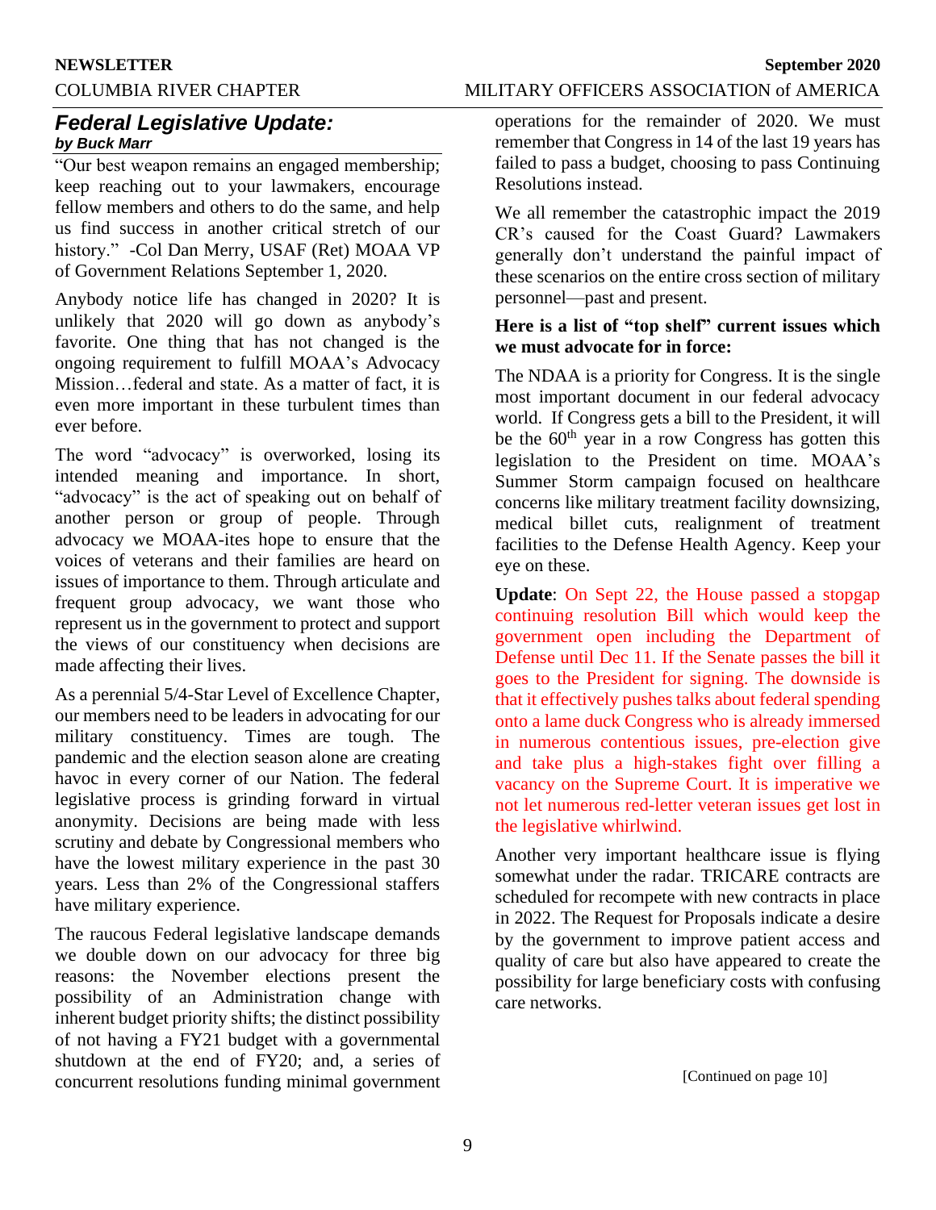## *Federal Legislative Update:*

***by Buck Marr***

"Our best weapon remains an engaged membership; keep reaching out to your lawmakers, encourage fellow members and others to do the same, and help us find success in another critical stretch of our history." -Col Dan Merry, USAF (Ret) MOAA VP of Government Relations September 1, 2020.

Anybody notice life has changed in 2020? It is unlikely that 2020 will go down as anybody's favorite. One thing that has not changed is the ongoing requirement to fulfill MOAA's Advocacy Mission…federal and state. As a matter of fact, it is even more important in these turbulent times than ever before.

The word "advocacy" is overworked, losing its intended meaning and importance. In short, "advocacy" is the act of speaking out on behalf of another person or group of people. Through advocacy we MOAA-ites hope to ensure that the voices of veterans and their families are heard on issues of importance to them. Through articulate and frequent group advocacy, we want those who represent us in the government to protect and support the views of our constituency when decisions are made affecting their lives.

As a perennial 5/4-Star Level of Excellence Chapter, our members need to be leaders in advocating for our military constituency. Times are tough. The pandemic and the election season alone are creating havoc in every corner of our Nation. The federal legislative process is grinding forward in virtual anonymity. Decisions are being made with less scrutiny and debate by Congressional members who have the lowest military experience in the past 30 years. Less than 2% of the Congressional staffers have military experience.

The raucous Federal legislative landscape demands we double down on our advocacy for three big reasons: the November elections present the possibility of an Administration change with inherent budget priority shifts; the distinct possibility of not having a FY21 budget with a governmental shutdown at the end of FY20; and, a series of concurrent resolutions funding minimal government operations for the remainder of 2020. We must remember that Congress in 14 of the last 19 years has failed to pass a budget, choosing to pass Continuing Resolutions instead.

We all remember the catastrophic impact the 2019 CR's caused for the Coast Guard? Lawmakers generally don't understand the painful impact of these scenarios on the entire cross section of military personnel—past and present.

**Here is a list of "top shelf" current issues which we must advocate for in force:**

The NDAA is a priority for Congress. It is the single most important document in our federal advocacy world. If Congress gets a bill to the President, it will be the 60th year in a row Congress has gotten this legislation to the President on time. MOAA's Summer Storm campaign focused on healthcare concerns like military treatment facility downsizing, medical billet cuts, realignment of treatment facilities to the Defense Health Agency. Keep your eye on these.

**Update**: On Sept 22, the House passed a stopgap continuing resolution Bill which would keep the government open including the Department of Defense until Dec 11. If the Senate passes the bill it goes to the President for signing. The downside is that it effectively pushes talks about federal spending onto a lame duck Congress who is already immersed in numerous contentious issues, pre-election give and take plus a high-stakes fight over filling a vacancy on the Supreme Court. It is imperative we not let numerous red-letter veteran issues get lost in the legislative whirlwind.

Another very important healthcare issue is flying somewhat under the radar. TRICARE contracts are scheduled for recompete with new contracts in place in 2022. The Request for Proposals indicate a desire by the government to improve patient access and quality of care but also have appeared to create the possibility for large beneficiary costs with confusing care networks.

[Continued on page 10]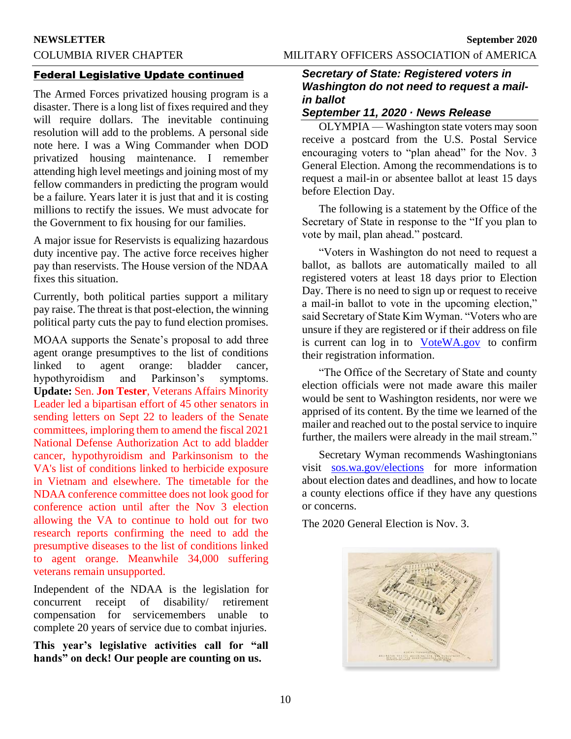## Federal Legislative Update continued

The Armed Forces privatized housing program is a disaster. There is a long list of fixes required and they will require dollars. The inevitable continuing resolution will add to the problems. A personal side note here. I was a Wing Commander when DOD privatized housing maintenance. I remember attending high level meetings and joining most of my fellow commanders in predicting the program would be a failure. Years later it is just that and it is costing millions to rectify the issues. We must advocate for the Government to fix housing for our families.

A major issue for Reservists is equalizing hazardous duty incentive pay. The active force receives higher pay than reservists. The House version of the NDAA fixes this situation.

Currently, both political parties support a military pay raise. The threat is that post-election, the winning political party cuts the pay to fund election promises.

MOAA supports the Senate's proposal to add three agent orange presumptives to the list of conditions linked to agent orange: bladder cancer, hypothyroidism and Parkinson's symptoms. **Update:** Sen. **Jon Tester**, Veterans Affairs Minority Leader led a bipartisan effort of 45 other senators in sending letters on Sept 22 to leaders of the Senate committees, imploring them to amend the fiscal 2021 National Defense Authorization Act to add bladder cancer, hypothyroidism and Parkinsonism to the VA's list of conditions linked to herbicide exposure in Vietnam and elsewhere. The timetable for the NDAA conference committee does not look good for conference action until after the Nov 3 election allowing the VA to continue to hold out for two research reports confirming the need to add the presumptive diseases to the list of conditions linked to agent orange. Meanwhile 34,000 suffering veterans remain unsupported.

Independent of the NDAA is the legislation for concurrent receipt of disability/ retirement compensation for servicemembers unable to complete 20 years of service due to combat injuries.

**This year's legislative activities call for "all hands" on deck! Our people are counting on us.**

### *Secretary of State: Registered voters in Washington do not need to request a mail-in ballot*

### *September 11, 2020 · News Release*

OLYMPIA — Washington state voters may soon receive a postcard from the U.S. Postal Service encouraging voters to "plan ahead" for the Nov. 3 General Election. Among the recommendations is to request a mail-in or absentee ballot at least 15 days before Election Day.

The following is a statement by the Office of the Secretary of State in response to the "If you plan to vote by mail, plan ahead." postcard.

"Voters in Washington do not need to request a ballot, as ballots are automatically mailed to all registered voters at least 18 days prior to Election Day. There is no need to sign up or request to receive a mail-in ballot to vote in the upcoming election," said Secretary of State Kim Wyman. "Voters who are unsure if they are registered or if their address on file is current can log in to VoteWA.gov to confirm their registration information.

"The Office of the Secretary of State and county election officials were not made aware this mailer would be sent to Washington residents, nor were we apprised of its content. By the time we learned of the mailer and reached out to the postal service to inquire further, the mailers were already in the mail stream."

Secretary Wyman recommends Washingtonians visit sos.wa.gov/elections for more information about election dates and deadlines, and how to locate a county elections office if they have any questions or concerns.

The 2020 General Election is Nov. 3.